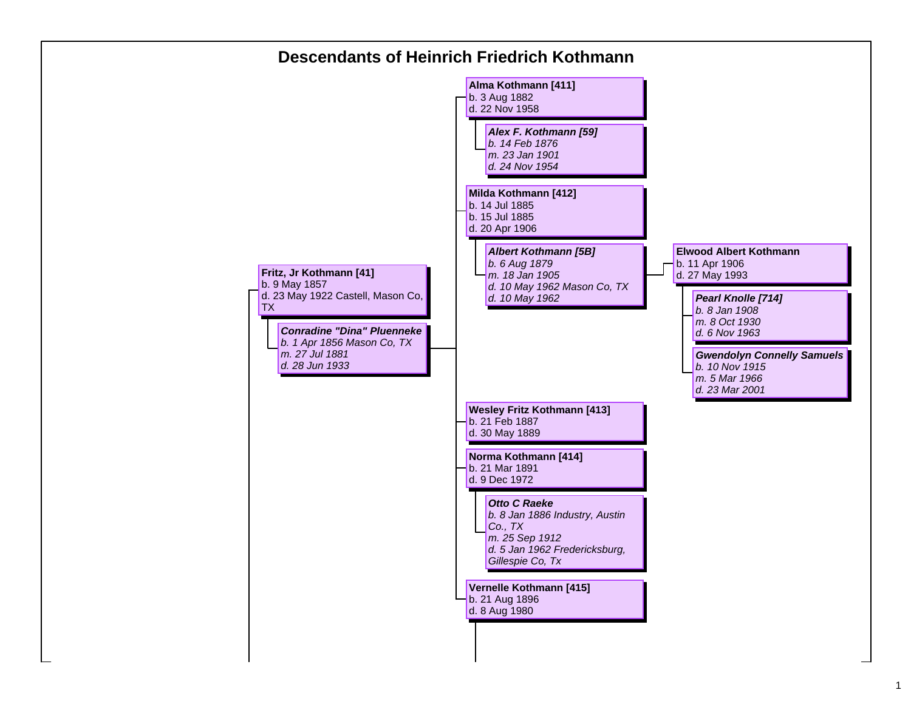# Descendants of Heinrich Friedrich Kothmann

**Fritz, Jr Kothmann [41]**
b. 9 May 1857
d. 23 May 1922 Castell, Mason Co, TX

***Conradine "Dina" Pluenneke***
*b. 1 Apr 1856 Mason Co, TX*
*m. 27 Jul 1881*
*d. 28 Jun 1933*

- **Alma Kothmann [411]**
  b. 3 Aug 1882
  d. 22 Nov 1958

  ***Alex F. Kothmann [59]***
  *b. 14 Feb 1876*
  *m. 23 Jan 1901*
  *d. 24 Nov 1954*

- **Milda Kothmann [412]**
  b. 14 Jul 1885
  b. 15 Jul 1885
  d. 20 Apr 1906

  ***Albert Kothmann [5B]***
  *b. 6 Aug 1879*
  *m. 18 Jan 1905*
  *d. 10 May 1962 Mason Co, TX*
  *d. 10 May 1962*

  - **Elwood Albert Kothmann**
    b. 11 Apr 1906
    d. 27 May 1993

    ***Pearl Knolle [714]***
    *b. 8 Jan 1908*
    *m. 8 Oct 1930*
    *d. 6 Nov 1963*

    ***Gwendolyn Connelly Samuels***
    *b. 10 Nov 1915*
    *m. 5 Mar 1966*
    *d. 23 Mar 2001*

- **Wesley Fritz Kothmann [413]**
  b. 21 Feb 1887
  d. 30 May 1889

- **Norma Kothmann [414]**
  b. 21 Mar 1891
  d. 9 Dec 1972

  ***Otto C Raeke***
  *b. 8 Jan 1886 Industry, Austin Co., TX*
  *m. 25 Sep 1912*
  *d. 5 Jan 1962 Fredericksburg, Gillespie Co, Tx*

- **Vernelle Kothmann [415]**
  b. 21 Aug 1896
  d. 8 Aug 1980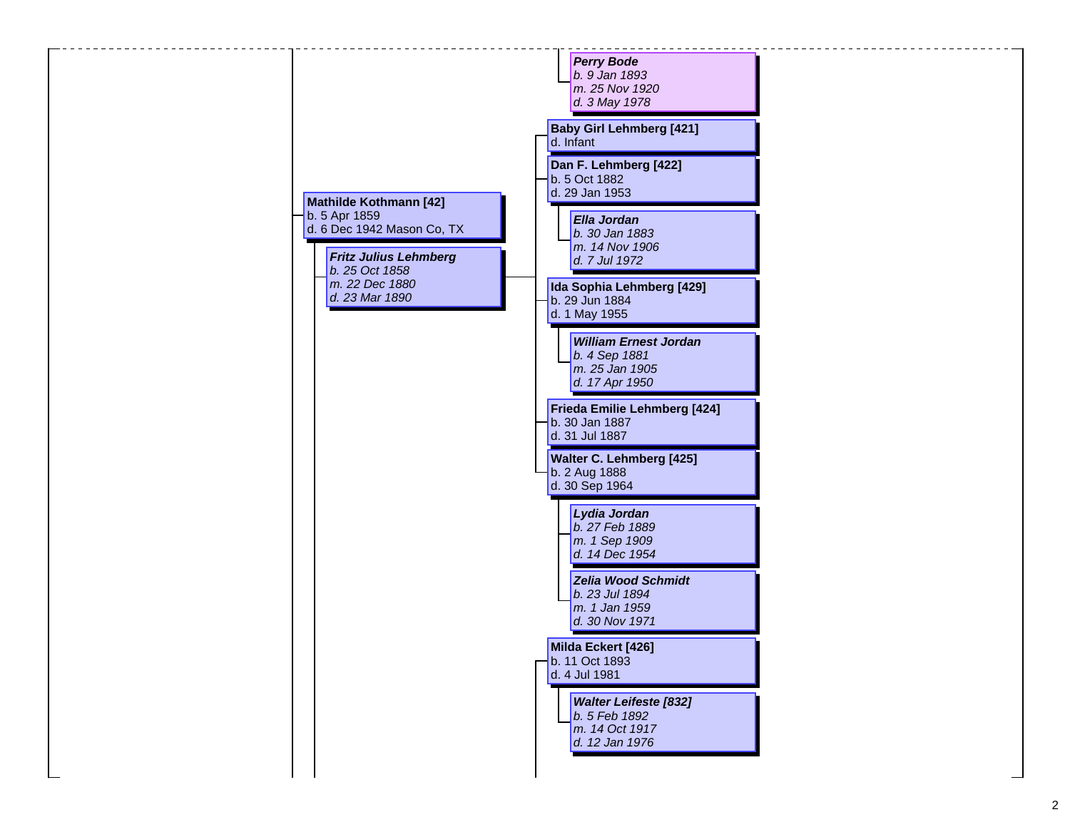***Perry Bode***
*b. 9 Jan 1893*
*m. 25 Nov 1920*
*d. 3 May 1978*

**Mathilde Kothmann [42]**
b. 5 Apr 1859
d. 6 Dec 1942 Mason Co, TX

***Fritz Julius Lehmberg***
*b. 25 Oct 1858*
*m. 22 Dec 1880*
*d. 23 Mar 1890*

**Baby Girl Lehmberg [421]**
d. Infant

**Dan F. Lehmberg [422]**
b. 5 Oct 1882
d. 29 Jan 1953

***Ella Jordan***
*b. 30 Jan 1883*
*m. 14 Nov 1906*
*d. 7 Jul 1972*

**Ida Sophia Lehmberg [429]**
b. 29 Jun 1884
d. 1 May 1955

***William Ernest Jordan***
*b. 4 Sep 1881*
*m. 25 Jan 1905*
*d. 17 Apr 1950*

**Frieda Emilie Lehmberg [424]**
b. 30 Jan 1887
d. 31 Jul 1887

**Walter C. Lehmberg [425]**
b. 2 Aug 1888
d. 30 Sep 1964

***Lydia Jordan***
*b. 27 Feb 1889*
*m. 1 Sep 1909*
*d. 14 Dec 1954*

***Zelia Wood Schmidt***
*b. 23 Jul 1894*
*m. 1 Jan 1959*
*d. 30 Nov 1971*

**Milda Eckert [426]**
b. 11 Oct 1893
d. 4 Jul 1981

***Walter Leifeste [832]***
*b. 5 Feb 1892*
*m. 14 Oct 1917*
*d. 12 Jan 1976*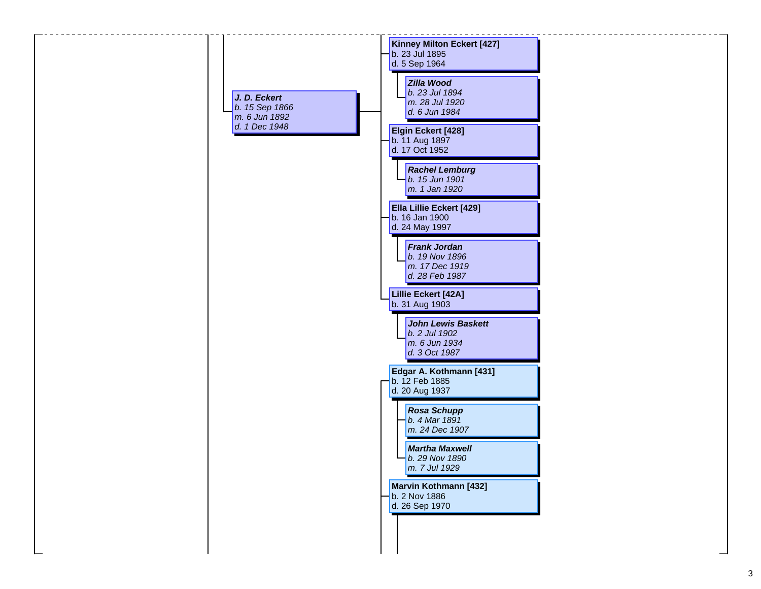***J. D. Eckert***
*b. 15 Sep 1866*
*m. 6 Jun 1892*
*d. 1 Dec 1948*

- **Kinney Milton Eckert [427]**
  b. 23 Jul 1895
  d. 5 Sep 1964
  - ***Zilla Wood***
    *b. 23 Jul 1894*
    *m. 28 Jul 1920*
    *d. 6 Jun 1984*
- **Elgin Eckert [428]**
  b. 11 Aug 1897
  d. 17 Oct 1952
  - ***Rachel Lemburg***
    *b. 15 Jun 1901*
    *m. 1 Jan 1920*
- **Ella Lillie Eckert [429]**
  b. 16 Jan 1900
  d. 24 May 1997
  - ***Frank Jordan***
    *b. 19 Nov 1896*
    *m. 17 Dec 1919*
    *d. 28 Feb 1987*
- **Lillie Eckert [42A]**
  b. 31 Aug 1903
  - ***John Lewis Baskett***
    *b. 2 Jul 1902*
    *m. 6 Jun 1934*
    *d. 3 Oct 1987*

- **Edgar A. Kothmann [431]**
  b. 12 Feb 1885
  d. 20 Aug 1937
  - ***Rosa Schupp***
    *b. 4 Mar 1891*
    *m. 24 Dec 1907*
  - ***Martha Maxwell***
    *b. 29 Nov 1890*
    *m. 7 Jul 1929*
- **Marvin Kothmann [432]**
  b. 2 Nov 1886
  d. 26 Sep 1970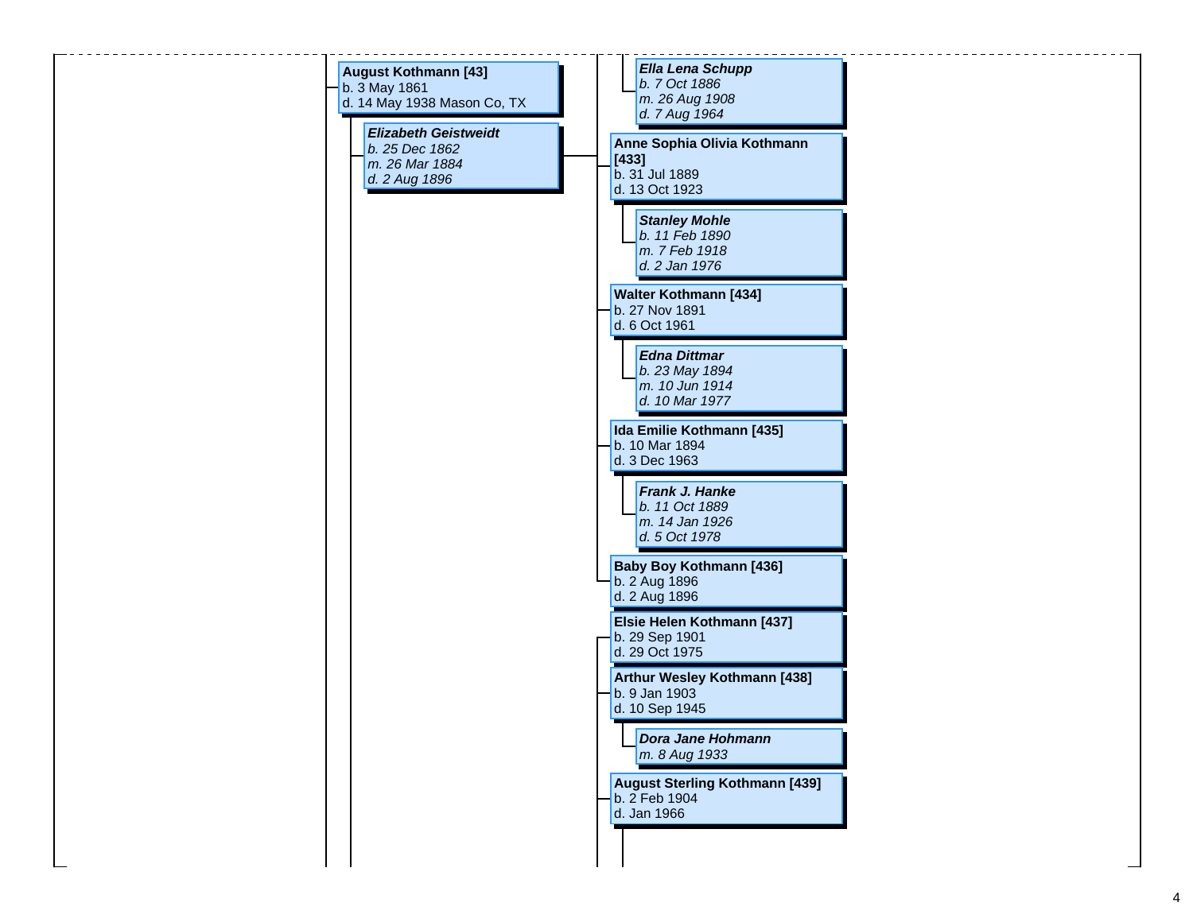**August Kothmann [43]**
b. 3 May 1861
d. 14 May 1938 Mason Co, TX

***Elizabeth Geistweidt***
*b. 25 Dec 1862*
*m. 26 Mar 1884*
*d. 2 Aug 1896*

***Ella Lena Schupp***
*b. 7 Oct 1886*
*m. 26 Aug 1908*
*d. 7 Aug 1964*

**Anne Sophia Olivia Kothmann [433]**
b. 31 Jul 1889
d. 13 Oct 1923

***Stanley Mohle***
*b. 11 Feb 1890*
*m. 7 Feb 1918*
*d. 2 Jan 1976*

**Walter Kothmann [434]**
b. 27 Nov 1891
d. 6 Oct 1961

***Edna Dittmar***
*b. 23 May 1894*
*m. 10 Jun 1914*
*d. 10 Mar 1977*

**Ida Emilie Kothmann [435]**
b. 10 Mar 1894
d. 3 Dec 1963

***Frank J. Hanke***
*b. 11 Oct 1889*
*m. 14 Jan 1926*
*d. 5 Oct 1978*

**Baby Boy Kothmann [436]**
b. 2 Aug 1896
d. 2 Aug 1896

**Elsie Helen Kothmann [437]**
b. 29 Sep 1901
d. 29 Oct 1975

**Arthur Wesley Kothmann [438]**
b. 9 Jan 1903
d. 10 Sep 1945

***Dora Jane Hohmann***
*m. 8 Aug 1933*

**August Sterling Kothmann [439]**
b. 2 Feb 1904
d. Jan 1966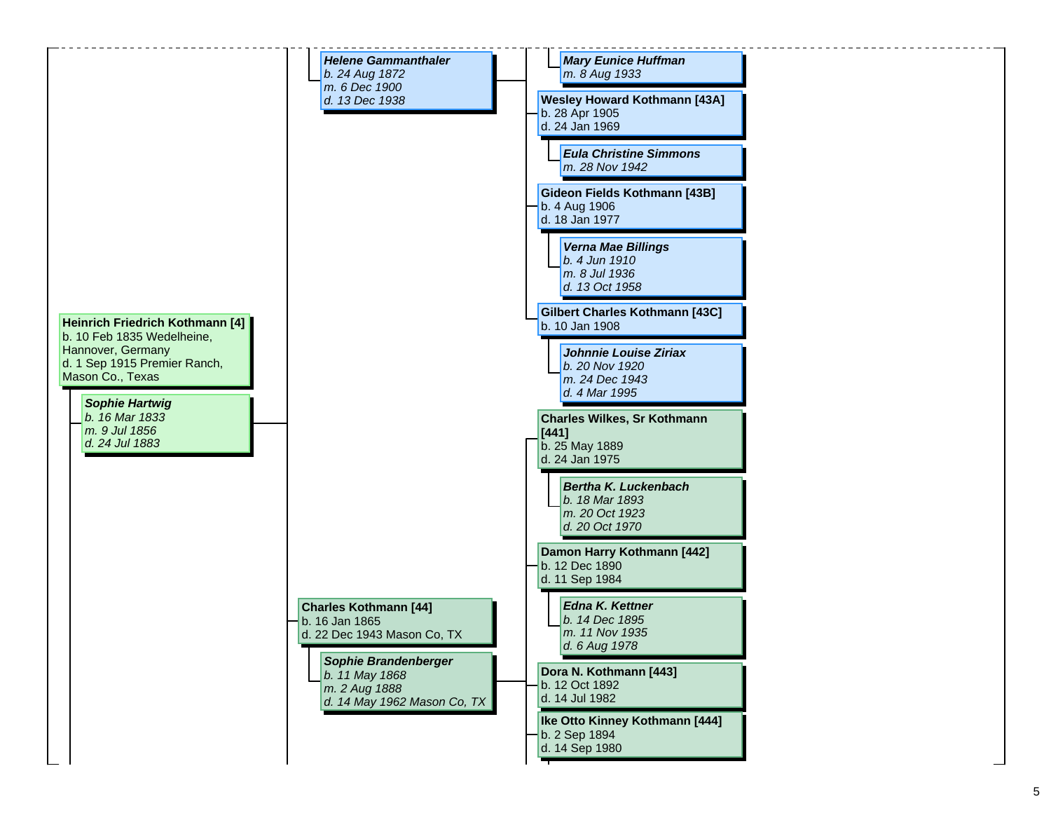**Heinrich Friedrich Kothmann [4]**
b. 10 Feb 1835 Wedelheine, Hannover, Germany
d. 1 Sep 1915 Premier Ranch, Mason Co., Texas

- ***Sophie Hartwig***
  *b. 16 Mar 1833*
  *m. 9 Jul 1856*
  *d. 24 Jul 1883*

---

- ***Helene Gammanthaler***
  *b. 24 Aug 1872*
  *m. 6 Dec 1900*
  *d. 13 Dec 1938*

  - ***Mary Eunice Huffman***
    *m. 8 Aug 1933*

  - **Wesley Howard Kothmann [43A]**
    b. 28 Apr 1905
    d. 24 Jan 1969
    - ***Eula Christine Simmons***
      *m. 28 Nov 1942*

  - **Gideon Fields Kothmann [43B]**
    b. 4 Aug 1906
    d. 18 Jan 1977
    - ***Verna Mae Billings***
      *b. 4 Jun 1910*
      *m. 8 Jul 1936*
      *d. 13 Oct 1958*

  - **Gilbert Charles Kothmann [43C]**
    b. 10 Jan 1908
    - ***Johnnie Louise Ziriax***
      *b. 20 Nov 1920*
      *m. 24 Dec 1943*
      *d. 4 Mar 1995*

---

**Charles Kothmann [44]**
b. 16 Jan 1865
d. 22 Dec 1943 Mason Co, TX

- ***Sophie Brandenberger***
  *b. 11 May 1868*
  *m. 2 Aug 1888*
  *d. 14 May 1962 Mason Co, TX*

  - **Charles Wilkes, Sr Kothmann [441]**
    b. 25 May 1889
    d. 24 Jan 1975
    - ***Bertha K. Luckenbach***
      *b. 18 Mar 1893*
      *m. 20 Oct 1923*
      *d. 20 Oct 1970*

  - **Damon Harry Kothmann [442]**
    b. 12 Dec 1890
    d. 11 Sep 1984
    - ***Edna K. Kettner***
      *b. 14 Dec 1895*
      *m. 11 Nov 1935*
      *d. 6 Aug 1978*

  - **Dora N. Kothmann [443]**
    b. 12 Oct 1892
    d. 14 Jul 1982

  - **Ike Otto Kinney Kothmann [444]**
    b. 2 Sep 1894
    d. 14 Sep 1980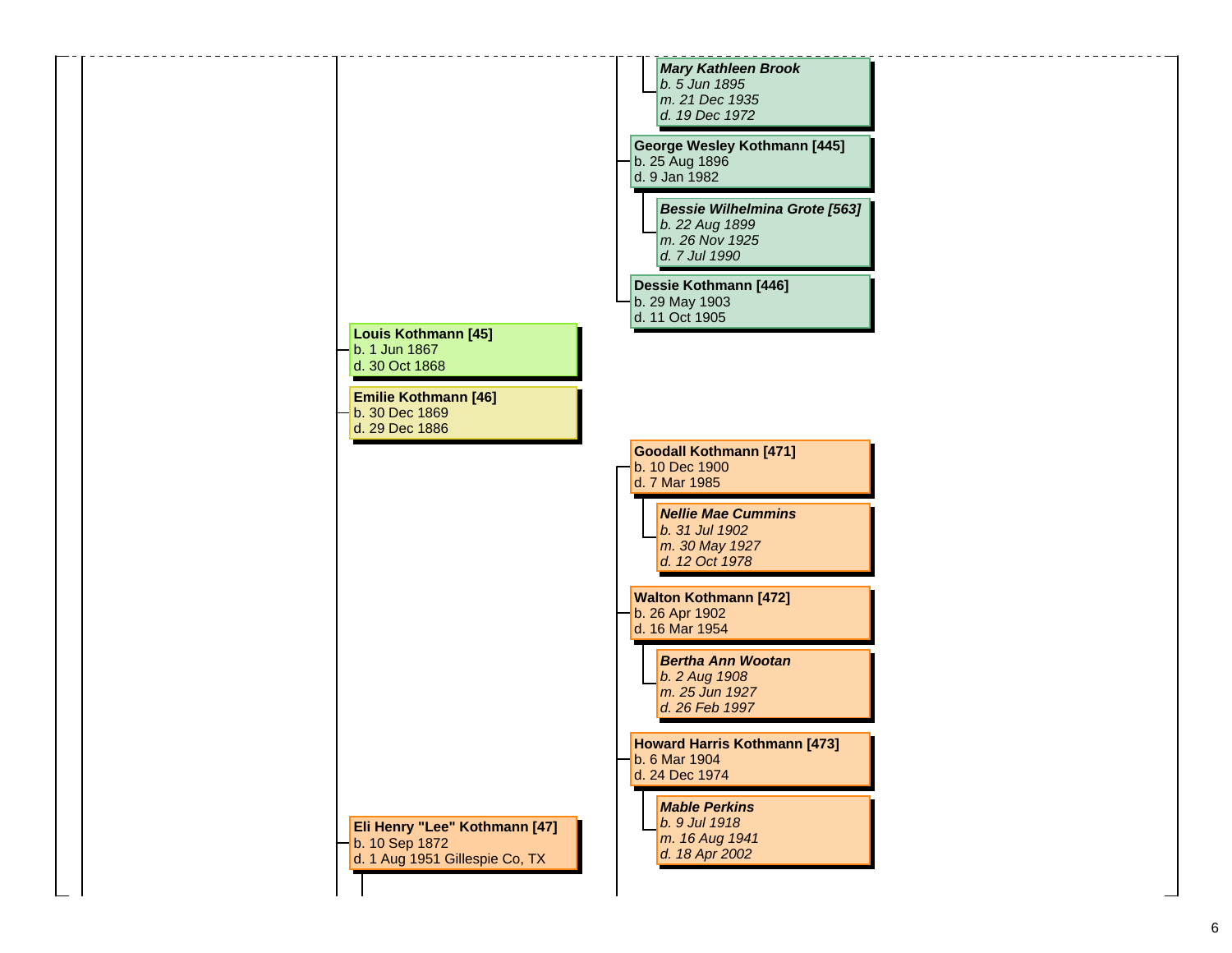*Mary Kathleen Brook*
*b. 5 Jun 1895*
*m. 21 Dec 1935*
*d. 19 Dec 1972*

**George Wesley Kothmann [445]**
b. 25 Aug 1896
d. 9 Jan 1982

***Bessie Wilhelmina Grote [563]***
*b. 22 Aug 1899*
*m. 26 Nov 1925*
*d. 7 Jul 1990*

**Dessie Kothmann [446]**
b. 29 May 1903
d. 11 Oct 1905

**Louis Kothmann [45]**
b. 1 Jun 1867
d. 30 Oct 1868

**Emilie Kothmann [46]**
b. 30 Dec 1869
d. 29 Dec 1886

**Goodall Kothmann [471]**
b. 10 Dec 1900
d. 7 Mar 1985

***Nellie Mae Cummins***
*b. 31 Jul 1902*
*m. 30 May 1927*
*d. 12 Oct 1978*

**Walton Kothmann [472]**
b. 26 Apr 1902
d. 16 Mar 1954

***Bertha Ann Wootan***
*b. 2 Aug 1908*
*m. 25 Jun 1927*
*d. 26 Feb 1997*

**Howard Harris Kothmann [473]**
b. 6 Mar 1904
d. 24 Dec 1974

***Mable Perkins***
*b. 9 Jul 1918*
*m. 16 Aug 1941*
*d. 18 Apr 2002*

**Eli Henry "Lee" Kothmann [47]**
b. 10 Sep 1872
d. 1 Aug 1951 Gillespie Co, TX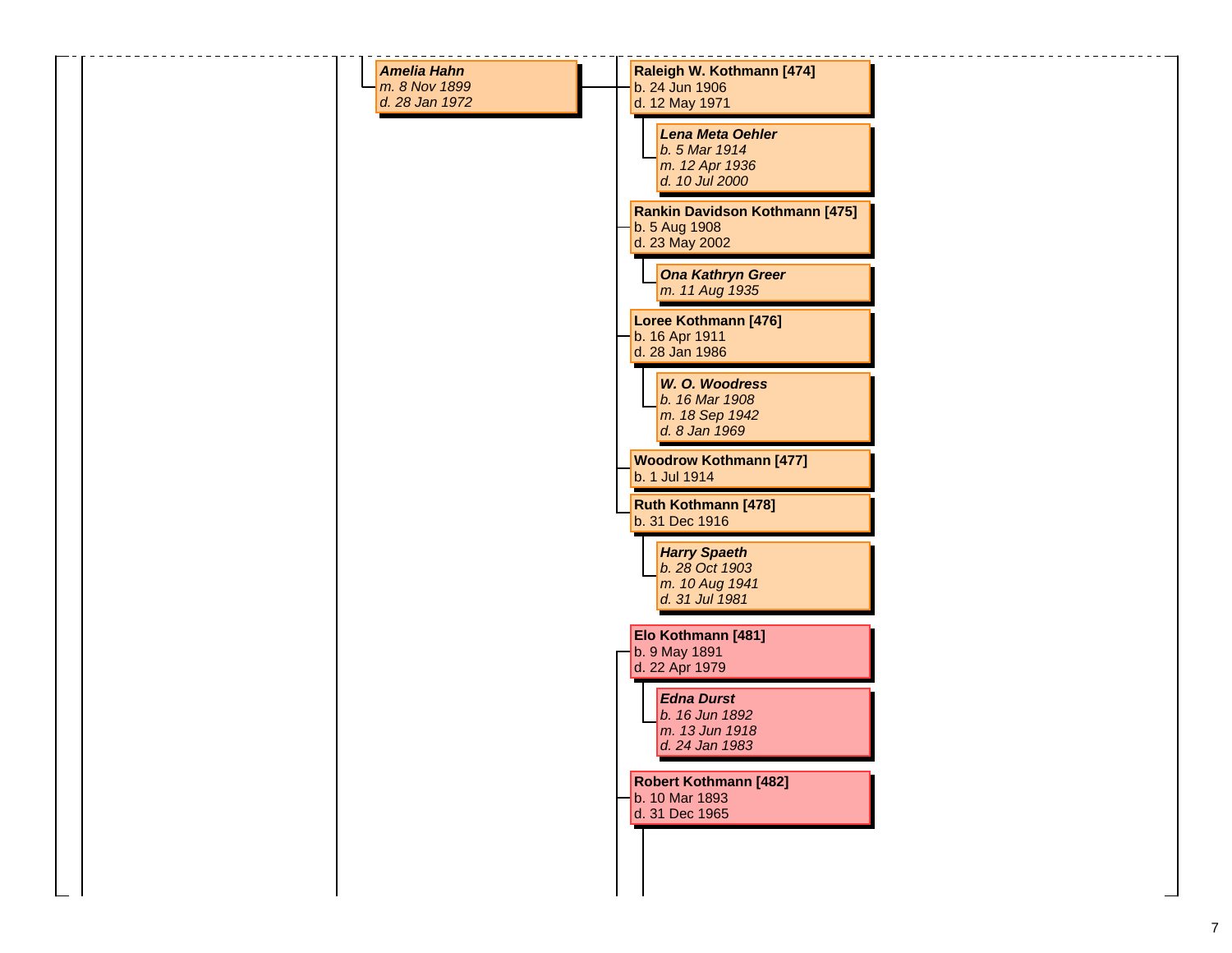***Amelia Hahn***
*m. 8 Nov 1899*
*d. 28 Jan 1972*

**Raleigh W. Kothmann [474]**
b. 24 Jun 1906
d. 12 May 1971

***Lena Meta Oehler***
*b. 5 Mar 1914*
*m. 12 Apr 1936*
*d. 10 Jul 2000*

**Rankin Davidson Kothmann [475]**
b. 5 Aug 1908
d. 23 May 2002

***Ona Kathryn Greer***
*m. 11 Aug 1935*

**Loree Kothmann [476]**
b. 16 Apr 1911
d. 28 Jan 1986

***W. O. Woodress***
*b. 16 Mar 1908*
*m. 18 Sep 1942*
*d. 8 Jan 1969*

**Woodrow Kothmann [477]**
b. 1 Jul 1914

**Ruth Kothmann [478]**
b. 31 Dec 1916

***Harry Spaeth***
*b. 28 Oct 1903*
*m. 10 Aug 1941*
*d. 31 Jul 1981*

**Elo Kothmann [481]**
b. 9 May 1891
d. 22 Apr 1979

***Edna Durst***
*b. 16 Jun 1892*
*m. 13 Jun 1918*
*d. 24 Jan 1983*

**Robert Kothmann [482]**
b. 10 Mar 1893
d. 31 Dec 1965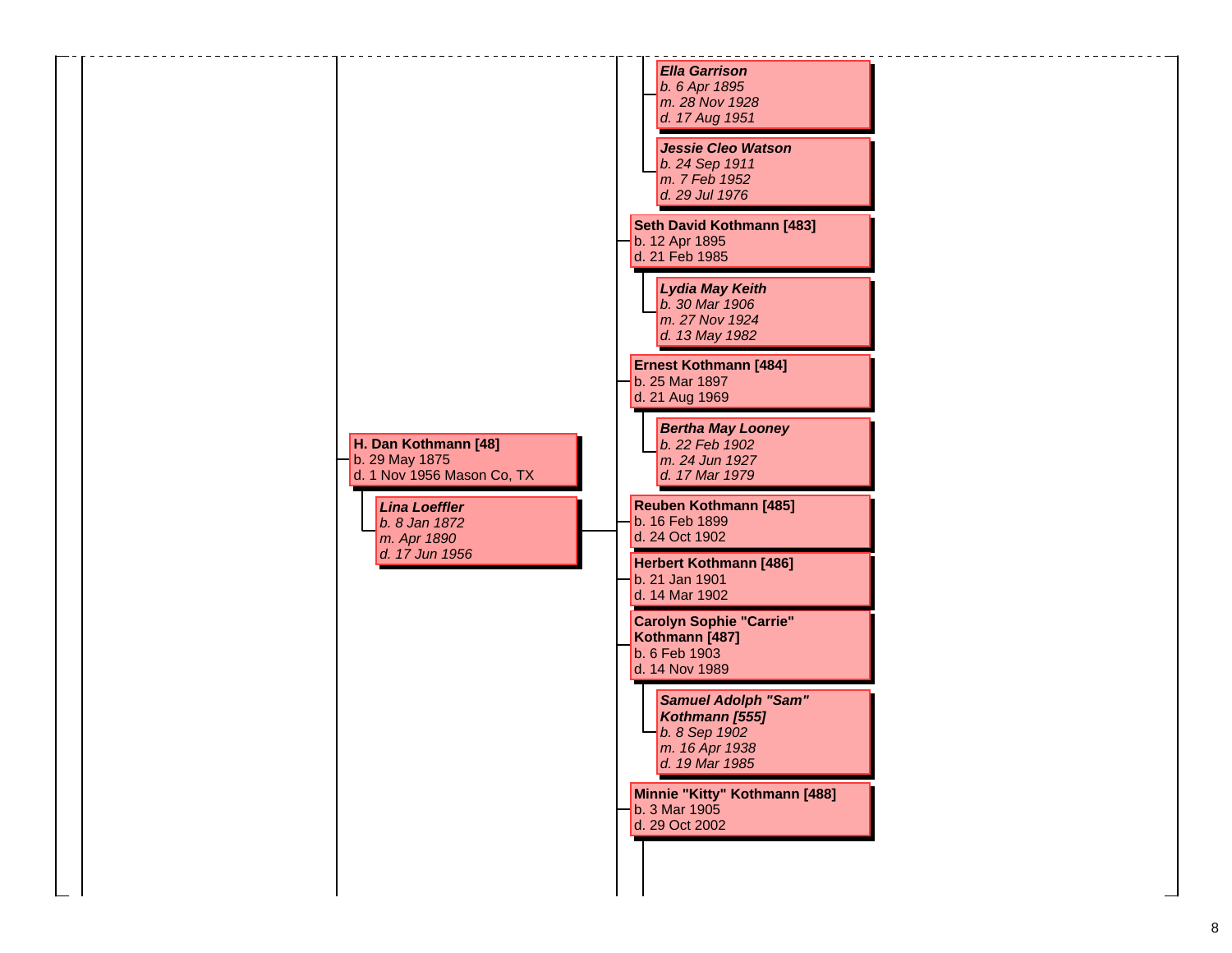***Ella Garrison***
*b. 6 Apr 1895*
*m. 28 Nov 1928*
*d. 17 Aug 1951*

***Jessie Cleo Watson***
*b. 24 Sep 1911*
*m. 7 Feb 1952*
*d. 29 Jul 1976*

**Seth David Kothmann [483]**
b. 12 Apr 1895
d. 21 Feb 1985

***Lydia May Keith***
*b. 30 Mar 1906*
*m. 27 Nov 1924*
*d. 13 May 1982*

**Ernest Kothmann [484]**
b. 25 Mar 1897
d. 21 Aug 1969

***Bertha May Looney***
*b. 22 Feb 1902*
*m. 24 Jun 1927*
*d. 17 Mar 1979*

**H. Dan Kothmann [48]**
b. 29 May 1875
d. 1 Nov 1956 Mason Co, TX

***Lina Loeffler***
*b. 8 Jan 1872*
*m. Apr 1890*
*d. 17 Jun 1956*

**Reuben Kothmann [485]**
b. 16 Feb 1899
d. 24 Oct 1902

**Herbert Kothmann [486]**
b. 21 Jan 1901
d. 14 Mar 1902

**Carolyn Sophie "Carrie" Kothmann [487]**
b. 6 Feb 1903
d. 14 Nov 1989

***Samuel Adolph "Sam" Kothmann [555]***
*b. 8 Sep 1902*
*m. 16 Apr 1938*
*d. 19 Mar 1985*

**Minnie "Kitty" Kothmann [488]**
b. 3 Mar 1905
d. 29 Oct 2002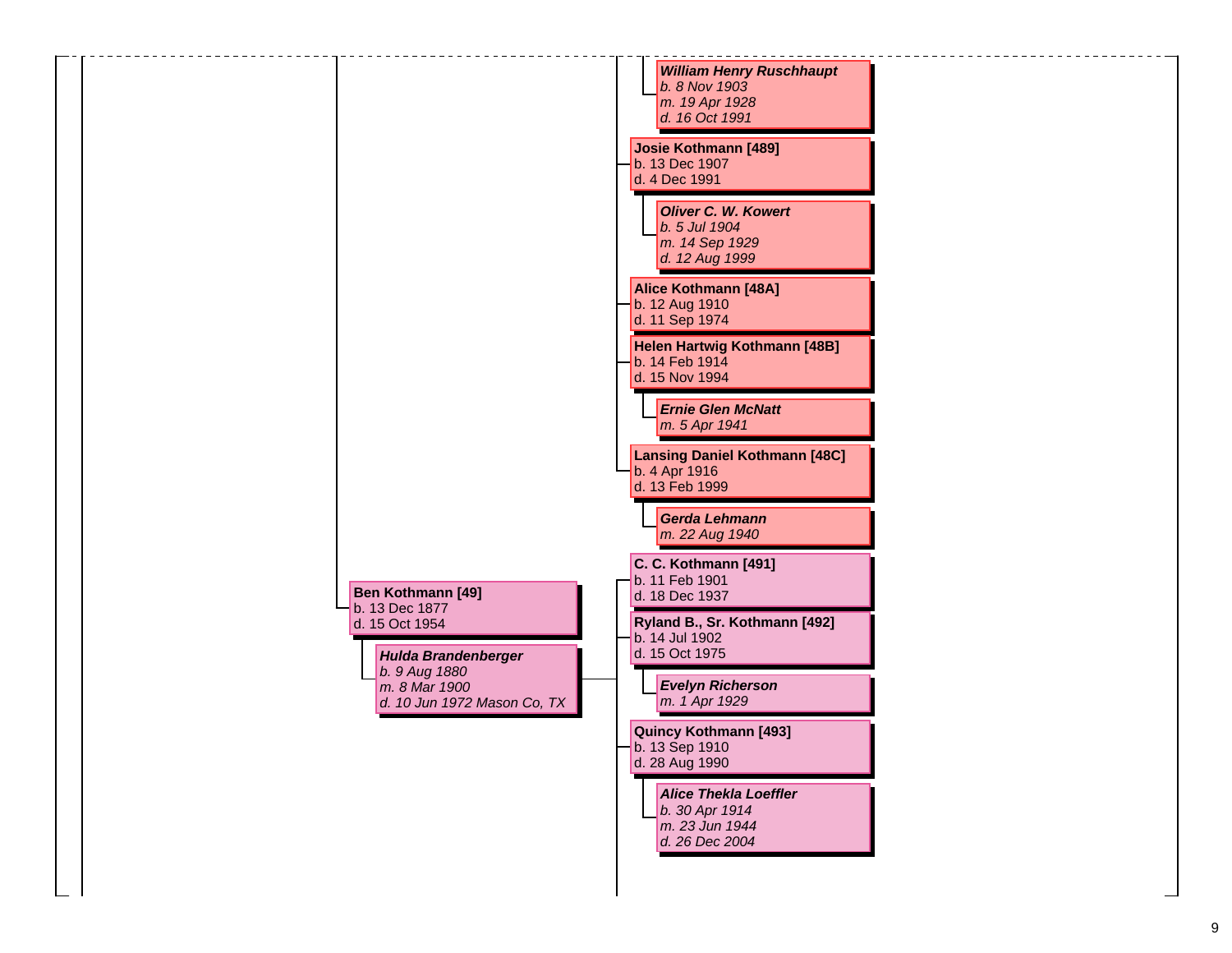***William Henry Ruschhaupt***
*b. 8 Nov 1903*
*m. 19 Apr 1928*
*d. 16 Oct 1991*

**Josie Kothmann [489]**
b. 13 Dec 1907
d. 4 Dec 1991

***Oliver C. W. Kowert***
*b. 5 Jul 1904*
*m. 14 Sep 1929*
*d. 12 Aug 1999*

**Alice Kothmann [48A]**
b. 12 Aug 1910
d. 11 Sep 1974

**Helen Hartwig Kothmann [48B]**
b. 14 Feb 1914
d. 15 Nov 1994

***Ernie Glen McNatt***
*m. 5 Apr 1941*

**Lansing Daniel Kothmann [48C]**
b. 4 Apr 1916
d. 13 Feb 1999

***Gerda Lehmann***
*m. 22 Aug 1940*

**Ben Kothmann [49]**
b. 13 Dec 1877
d. 15 Oct 1954

***Hulda Brandenberger***
*b. 9 Aug 1880*
*m. 8 Mar 1900*
*d. 10 Jun 1972 Mason Co, TX*

**C. C. Kothmann [491]**
b. 11 Feb 1901
d. 18 Dec 1937

**Ryland B., Sr. Kothmann [492]**
b. 14 Jul 1902
d. 15 Oct 1975

***Evelyn Richerson***
*m. 1 Apr 1929*

**Quincy Kothmann [493]**
b. 13 Sep 1910
d. 28 Aug 1990

***Alice Thekla Loeffler***
*b. 30 Apr 1914*
*m. 23 Jun 1944*
*d. 26 Dec 2004*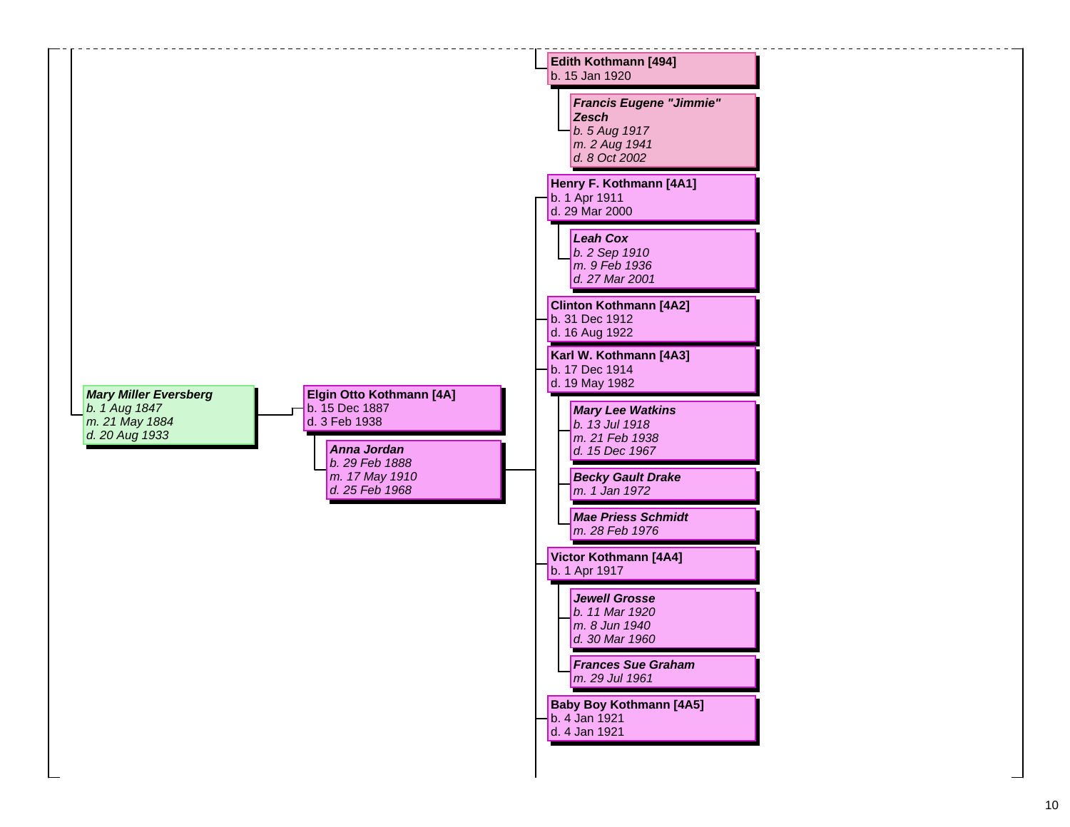**Edith Kothmann [494]**
b. 15 Jan 1920

***Francis Eugene "Jimmie" Zesch***
*b. 5 Aug 1917*
*m. 2 Aug 1941*
*d. 8 Oct 2002*

**Henry F. Kothmann [4A1]**
b. 1 Apr 1911
d. 29 Mar 2000

***Leah Cox***
*b. 2 Sep 1910*
*m. 9 Feb 1936*
*d. 27 Mar 2001*

**Clinton Kothmann [4A2]**
b. 31 Dec 1912
d. 16 Aug 1922

**Karl W. Kothmann [4A3]**
b. 17 Dec 1914
d. 19 May 1982

***Mary Lee Watkins***
*b. 13 Jul 1918*
*m. 21 Feb 1938*
*d. 15 Dec 1967*

***Becky Gault Drake***
*m. 1 Jan 1972*

***Mae Priess Schmidt***
*m. 28 Feb 1976*

***Mary Miller Eversberg***
*b. 1 Aug 1847*
*m. 21 May 1884*
*d. 20 Aug 1933*

**Elgin Otto Kothmann [4A]**
b. 15 Dec 1887
d. 3 Feb 1938

***Anna Jordan***
*b. 29 Feb 1888*
*m. 17 May 1910*
*d. 25 Feb 1968*

**Victor Kothmann [4A4]**
b. 1 Apr 1917

***Jewell Grosse***
*b. 11 Mar 1920*
*m. 8 Jun 1940*
*d. 30 Mar 1960*

***Frances Sue Graham***
*m. 29 Jul 1961*

**Baby Boy Kothmann [4A5]**
b. 4 Jan 1921
d. 4 Jan 1921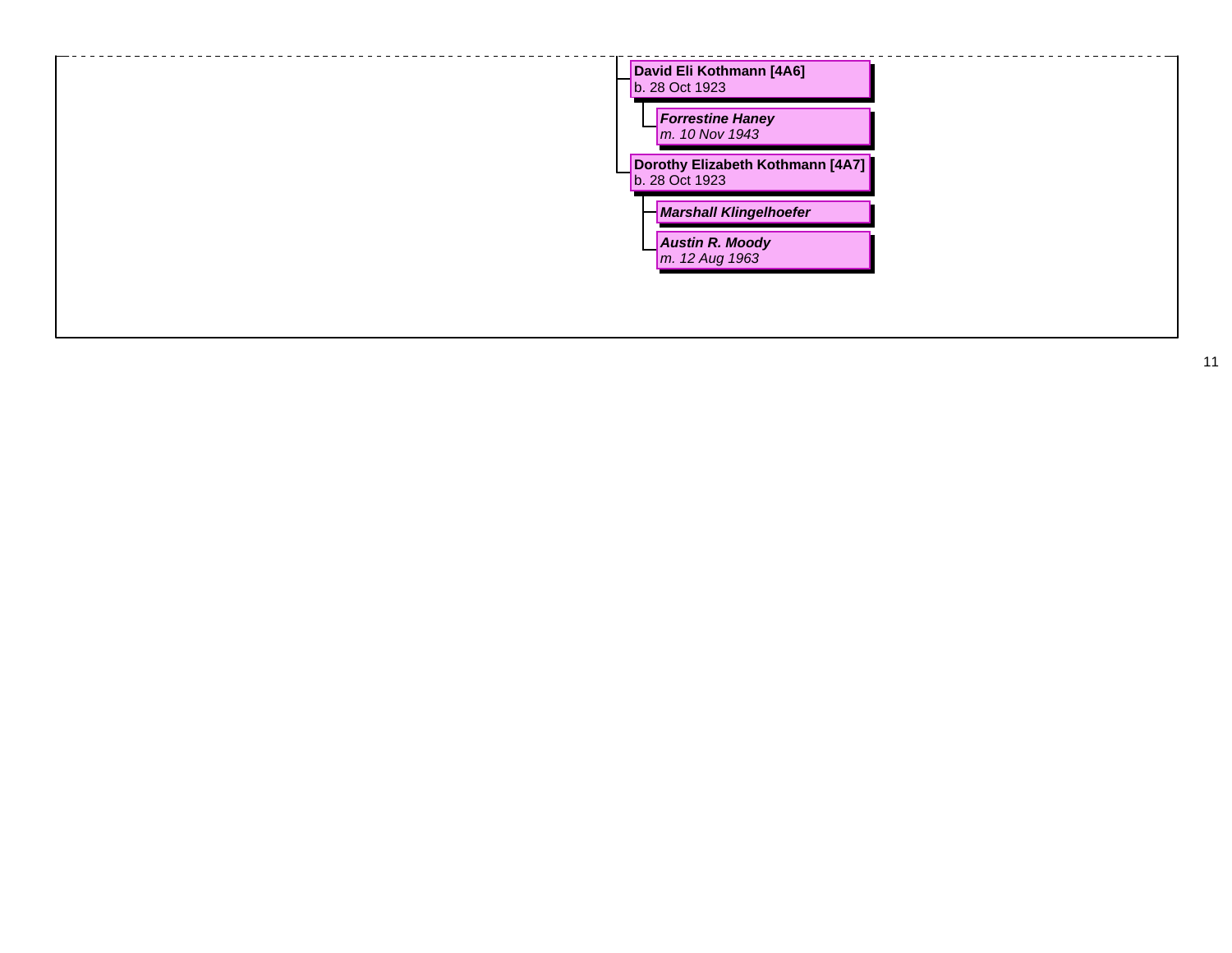**David Eli Kothmann [4A6]**
b. 28 Oct 1923

- ***Forrestine Haney***
  *m. 10 Nov 1943*

**Dorothy Elizabeth Kothmann [4A7]**
b. 28 Oct 1923

- ***Marshall Klingelhoefer***
- ***Austin R. Moody***
  *m. 12 Aug 1963*